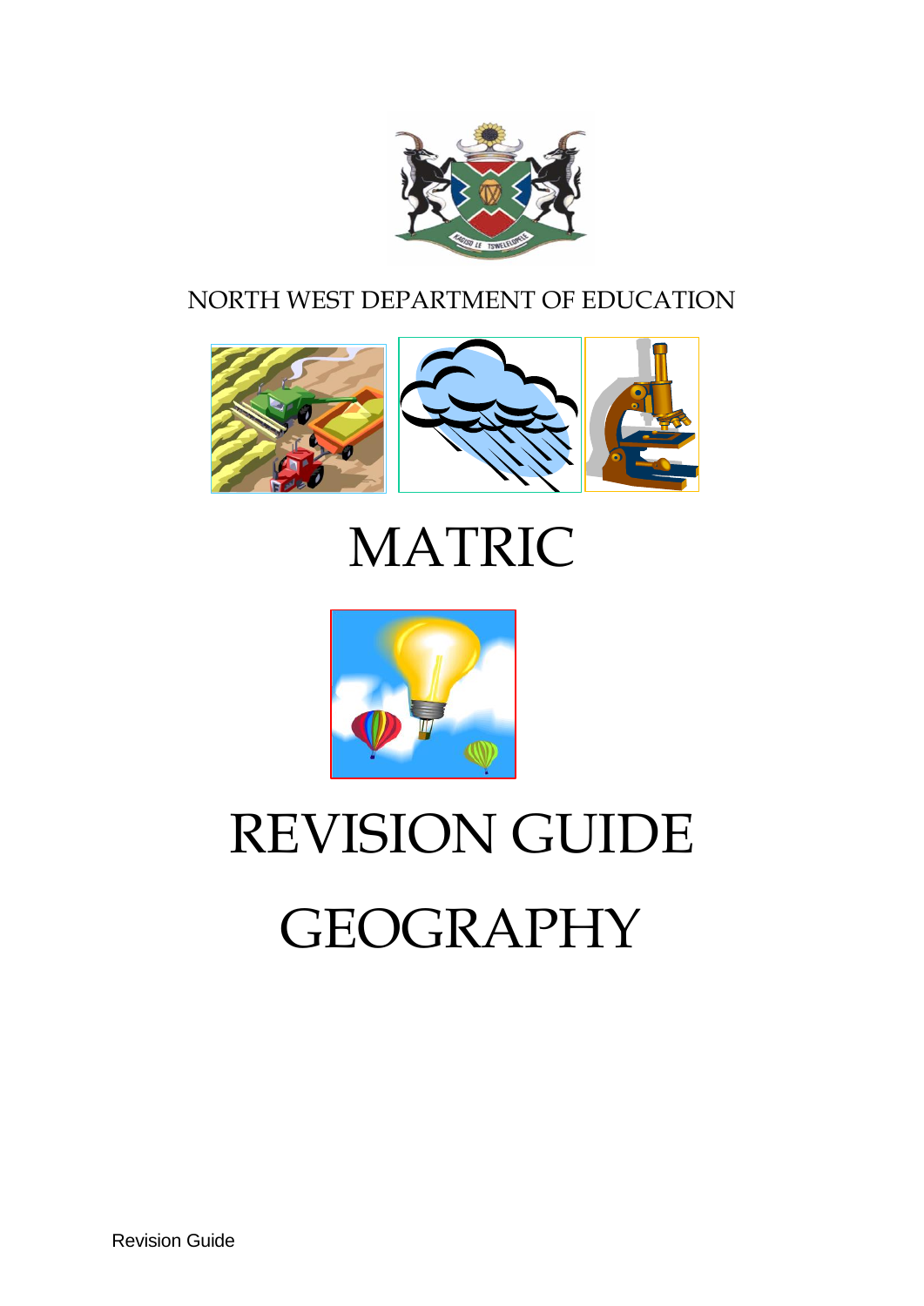NORTH WEST DEPARTMENT OF EDUCATION

# MATRIC

# REVISION GUIDE

# GEOGRAPHY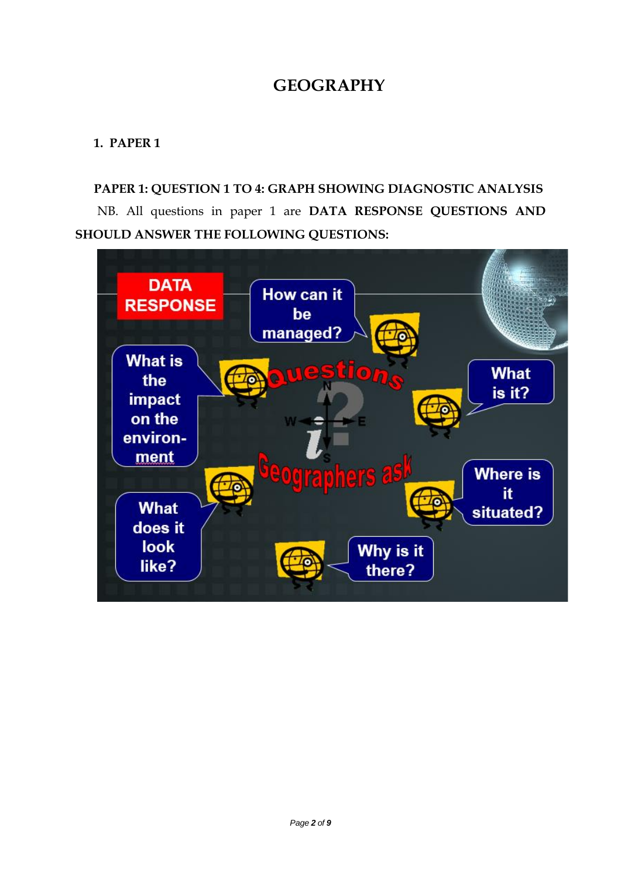# GEOGRAPHY

## 1. PAPER 1

**PAPER 1: QUESTION 1 TO 4: GRAPH SHOWING DIAGNOSTIC ANALYSIS**

NB. All questions in paper 1 are **DATA RESPONSE QUESTIONS AND SHOULD ANSWER THE FOLLOWING QUESTIONS:**

**DATA RESPONSE**

Questions Geographers ask

- What is it?
- Where is it situated?
- Why is it there?
- What does it look like?
- What is the impact on the environment
- How can it be managed?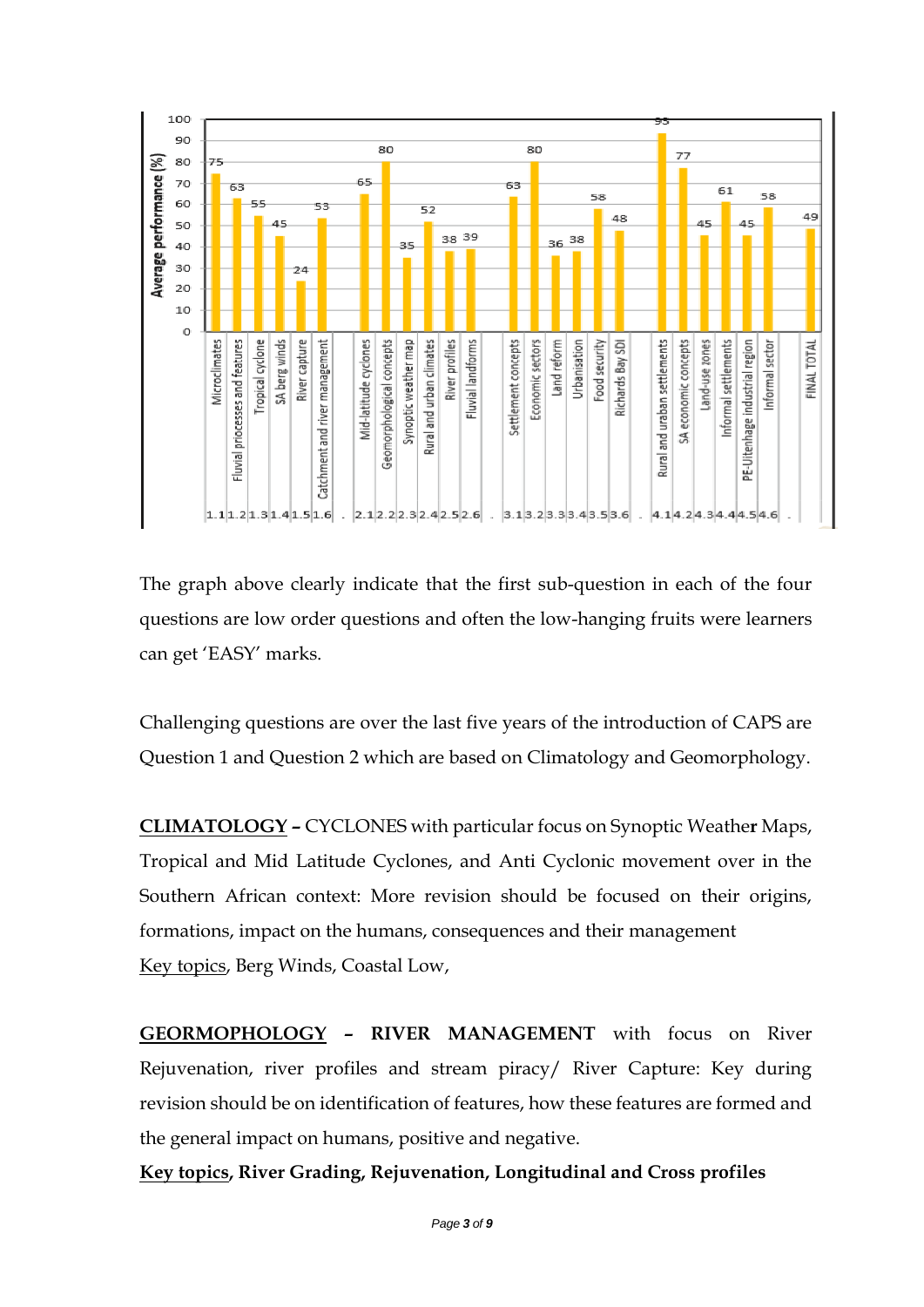Average performance (%)

| Question | Topic | Average performance (%) |
|---|---|---|
| 1.1 | Microclimates | 75 |
| 1.2 | Fluvial priocesses and features | 63 |
| 1.3 | Tropical cyclone | 55 |
| 1.4 | SA berg winds | 45 |
| 1.5 | River capture | 24 |
| 1.6 | Catchment and river management | 53 |
| 2.1 | Mid-latitude cyclones | 65 |
| 2.2 | Geomorphological concepts | 80 |
| 2.3 | Synoptic weather map | 35 |
| 2.4 | Rural and urban climates | 52 |
| 2.5 | River profiles | 38 |
| 2.6 | Fluvial landforms | 39 |
| 3.1 | Settlement concepts | 63 |
| 3.2 | Economic sectors | 80 |
| 3.3 | Land reform | 36 |
| 3.4 | Urbanisation | 38 |
| 3.5 | Food security | 58 |
| 3.6 | Richards Bay SDI | 48 |
| 4.1 | Rural and urban settlements | 93 |
| 4.2 | SA economic concepts | 77 |
| 4.3 | Land-use zones | 45 |
| 4.4 | Informal settlements | 61 |
| 4.5 | PE-Uitenhage industrial region | 45 |
| 4.6 | Informal sector | 58 |
| | FINAL TOTAL | 49 |

The graph above clearly indicate that the first sub-question in each of the four questions are low order questions and often the low-hanging fruits were learners can get 'EASY' marks.

Challenging questions are over the last five years of the introduction of CAPS are Question 1 and Question 2 which are based on Climatology and Geomorphology.

**CLIMATOLOGY** – CYCLONES with particular focus on Synoptic Weather Maps, Tropical and Mid Latitude Cyclones, and Anti Cyclonic movement over in the Southern African context: More revision should be focused on their origins, formations, impact on the humans, consequences and their management

Key topics, Berg Winds, Coastal Low,

**GEORMOPHOLOGY – RIVER MANAGEMENT** with focus on River Rejuvenation, river profiles and stream piracy/ River Capture: Key during revision should be on identification of features, how these features are formed and the general impact on humans, positive and negative.

**Key topics, River Grading, Rejuvenation, Longitudinal and Cross profiles**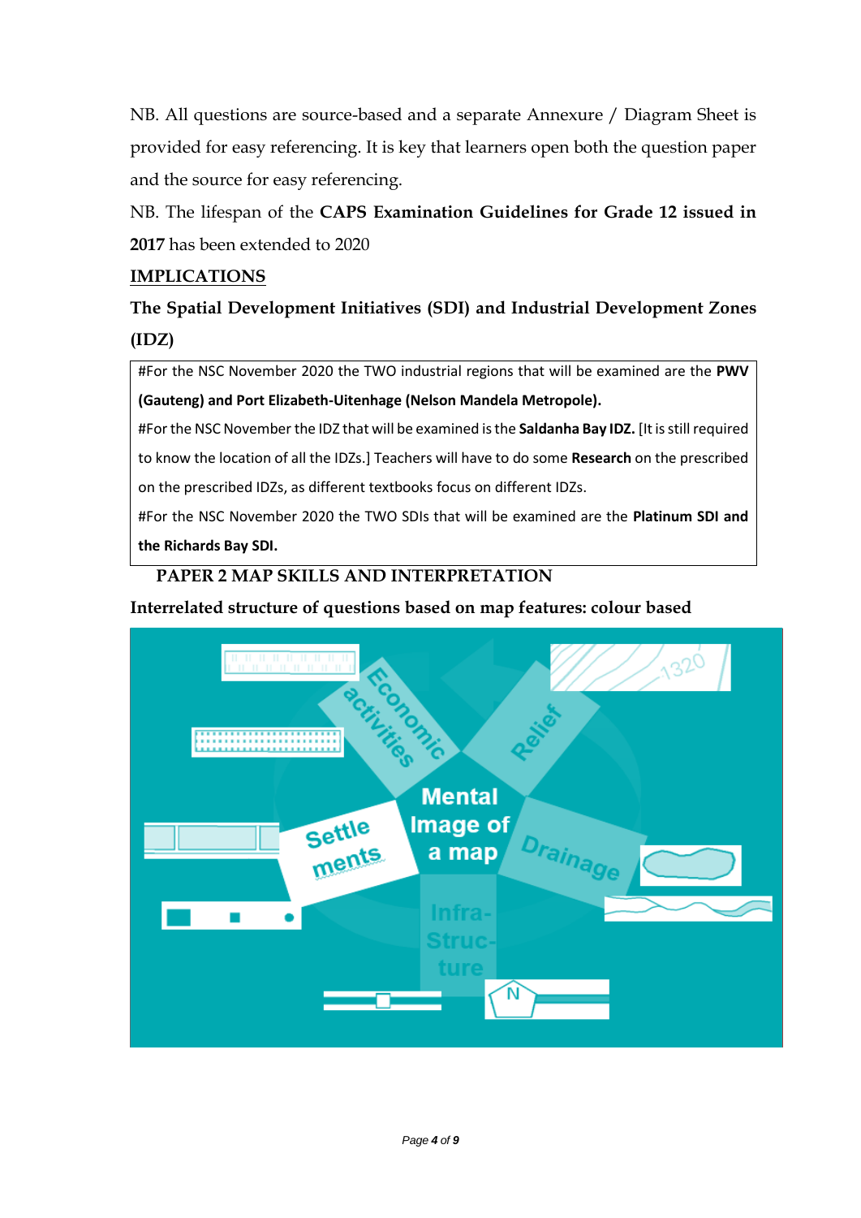NB. All questions are source-based and a separate Annexure / Diagram Sheet is provided for easy referencing. It is key that learners open both the question paper and the source for easy referencing.

NB. The lifespan of the **CAPS Examination Guidelines for Grade 12 issued in 2017** has been extended to 2020

**IMPLICATIONS**

**The Spatial Development Initiatives (SDI) and Industrial Development Zones (IDZ)**

#For the NSC November 2020 the TWO industrial regions that will be examined are the **PWV (Gauteng) and Port Elizabeth-Uitenhage (Nelson Mandela Metropole).**

#For the NSC November the IDZ that will be examined is the **Saldanha Bay IDZ.** [It is still required to know the location of all the IDZs.] Teachers will have to do some **Research** on the prescribed on the prescribed IDZs, as different textbooks focus on different IDZs.

#For the NSC November 2020 the TWO SDIs that will be examined are the **Platinum SDI and the Richards Bay SDI.**

**PAPER 2 MAP SKILLS AND INTERPRETATION**

**Interrelated structure of questions based on map features: colour based**

Economic activities

Relief

Mental Image of a map

Settle ments

Drainage

Infra-Structure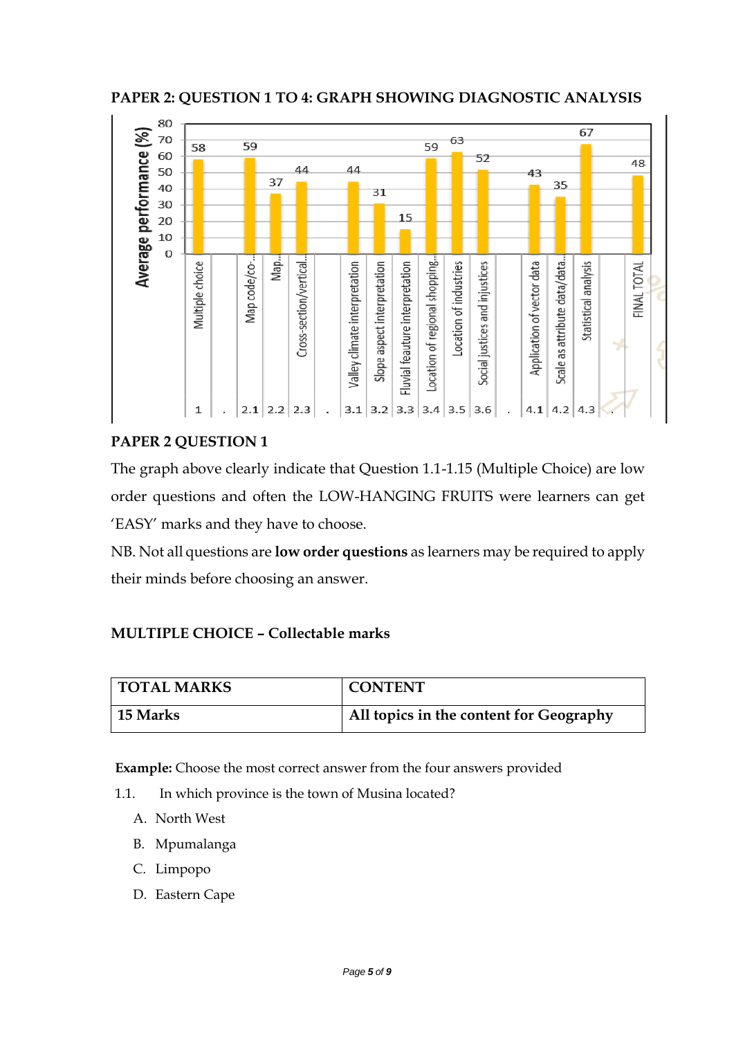## PAPER 2: QUESTION 1 TO 4: GRAPH SHOWING DIAGNOSTIC ANALYSIS

| Question | Topic | Average performance (%) |
|---|---|---|
| 1 | Multiple choice | 58 |
| 2.1 | Map code/co... | 59 |
| 2.2 | Map... | 37 |
| 2.3 | Cross-section/vertical... | 44 |
| 3.1 | Valley climate interpretation | 44 |
| 3.2 | Slope aspect interpretation | 31 |
| 3.3 | Fluvial feauture interpretation | 15 |
| 3.4 | Location of regional shopping... | 59 |
| 3.5 | Location of industries | 63 |
| 3.6 | Social justices and injustices | 52 |
| 4.1 | Application of vector data | 43 |
| 4.2 | Scale as attribute data/data... | 35 |
| 4.3 | Statistical analysis | 67 |
| | FINAL TOTAL | 48 |

## PAPER 2 QUESTION 1

The graph above clearly indicate that Question 1.1-1.15 (Multiple Choice) are low order questions and often the LOW-HANGING FRUITS were learners can get 'EASY' marks and they have to choose.

NB. Not all questions are **low order questions** as learners may be required to apply their minds before choosing an answer.

### MULTIPLE CHOICE – Collectable marks

| TOTAL MARKS | CONTENT |
|---|---|
| **15 Marks** | **All topics in the content for Geography** |

**Example:** Choose the most correct answer from the four answers provided

1.1. In which province is the town of Musina located?

A. North West

B. Mpumalanga

C. Limpopo

D. Eastern Cape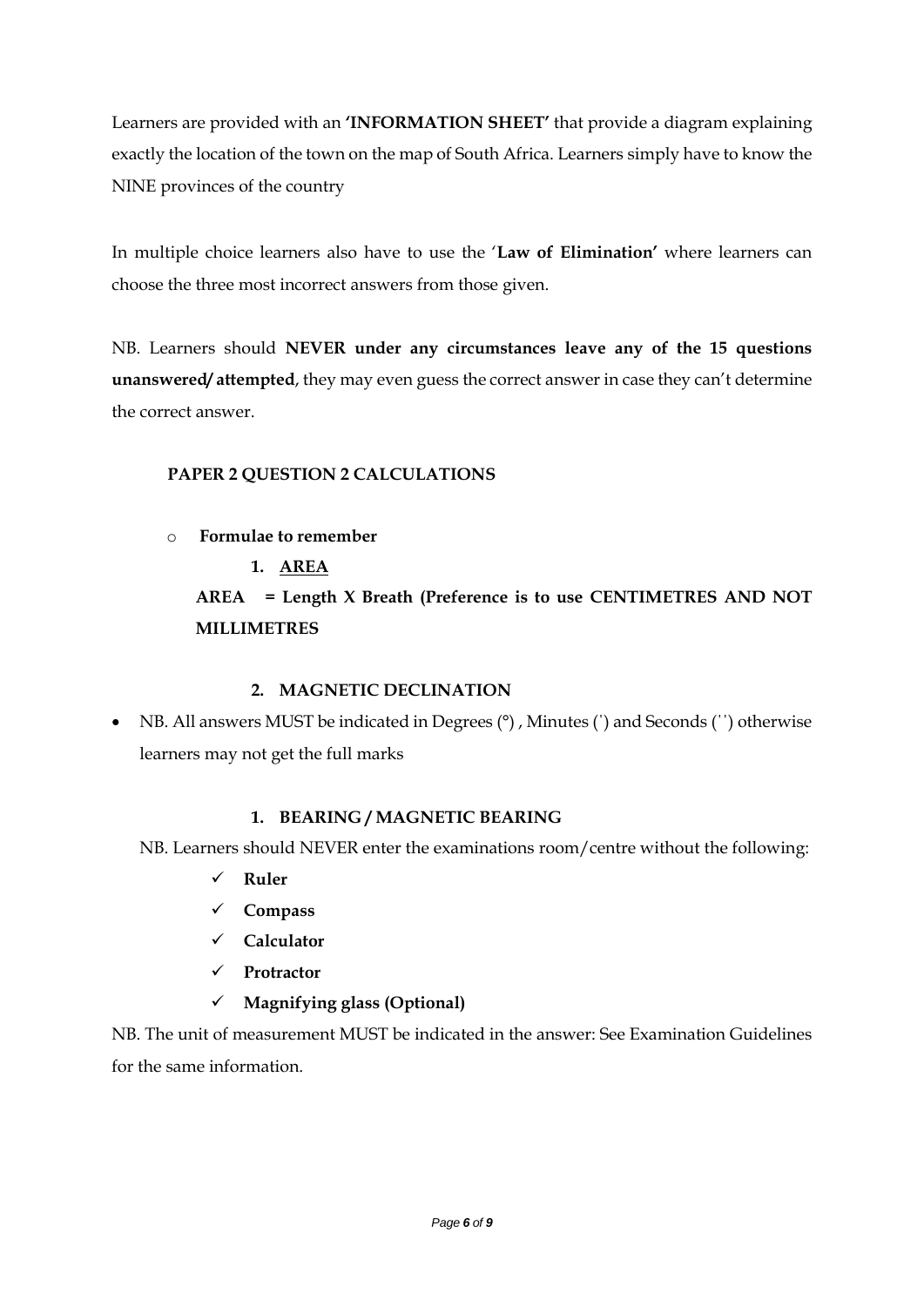Learners are provided with an **'INFORMATION SHEET'** that provide a diagram explaining exactly the location of the town on the map of South Africa. Learners simply have to know the NINE provinces of the country

In multiple choice learners also have to use the '**Law of Elimination'** where learners can choose the three most incorrect answers from those given.

NB. Learners should **NEVER under any circumstances leave any of the 15 questions unanswered/ attempted**, they may even guess the correct answer in case they can't determine the correct answer.

**PAPER 2 QUESTION 2 CALCULATIONS**

- **Formulae to remember**

  1. **AREA**

  **AREA = Length X Breath (Preference is to use CENTIMETRES AND NOT MILLIMETRES**

  2. **MAGNETIC DECLINATION**

- NB. All answers MUST be indicated in Degrees (°) , Minutes (') and Seconds ('') otherwise learners may not get the full marks

  1. **BEARING / MAGNETIC BEARING**

NB. Learners should NEVER enter the examinations room/centre without the following:

- ✓ **Ruler**
- ✓ **Compass**
- ✓ **Calculator**
- ✓ **Protractor**
- ✓ **Magnifying glass (Optional)**

NB. The unit of measurement MUST be indicated in the answer: See Examination Guidelines for the same information.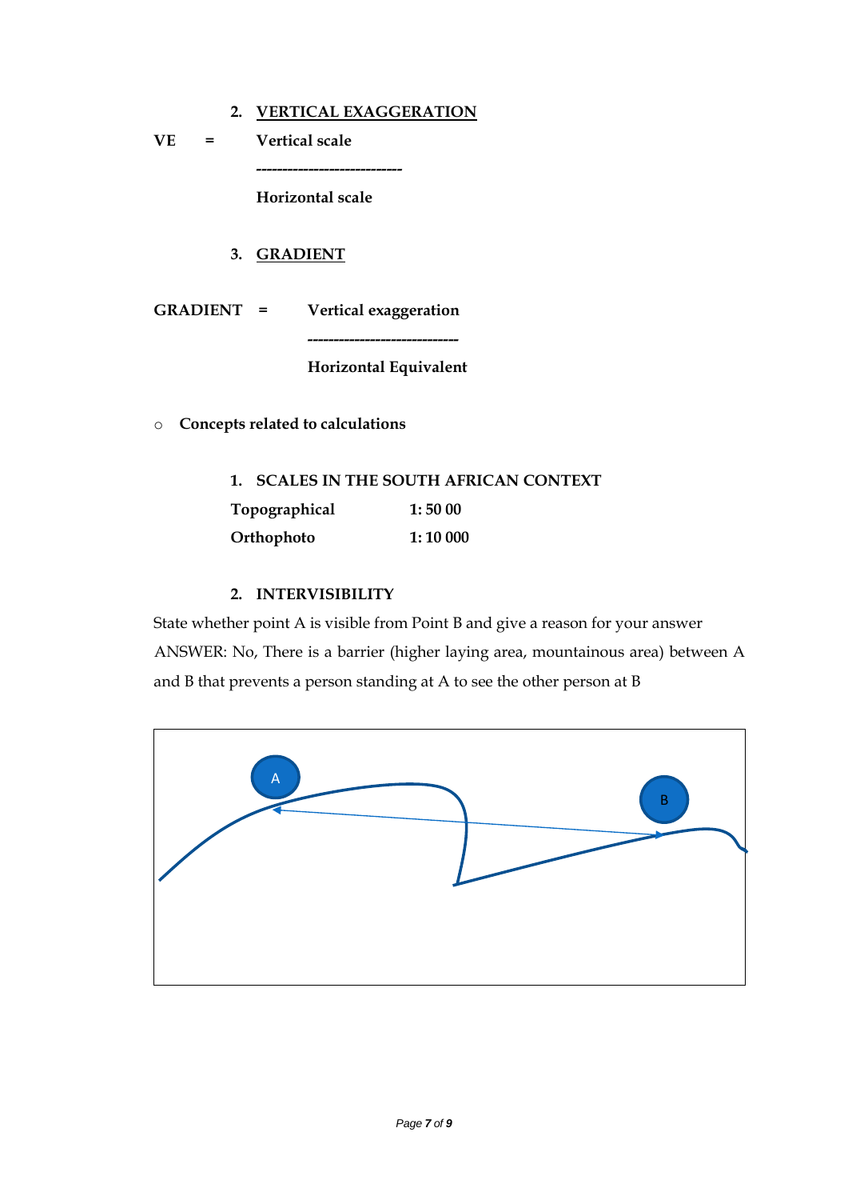2. <u>VERTICAL EXAGGERATION</u>

**VE = Vertical scale**

**----------------------------**

**Horizontal scale**

3. <u>GRADIENT</u>

**GRADIENT = Vertical exaggeration**

**-----------------------------**

**Horizontal Equivalent**

- **Concepts related to calculations**

1. **SCALES IN THE SOUTH AFRICAN CONTEXT**

| | |
|---|---|
| **Topographical** | **1: 50 00** |
| **Orthophoto** | **1: 10 000** |

2. **INTERVISIBILITY**

State whether point A is visible from Point B and give a reason for your answer

ANSWER: No, There is a barrier (higher laying area, mountainous area) between A and B that prevents a person standing at A to see the other person at B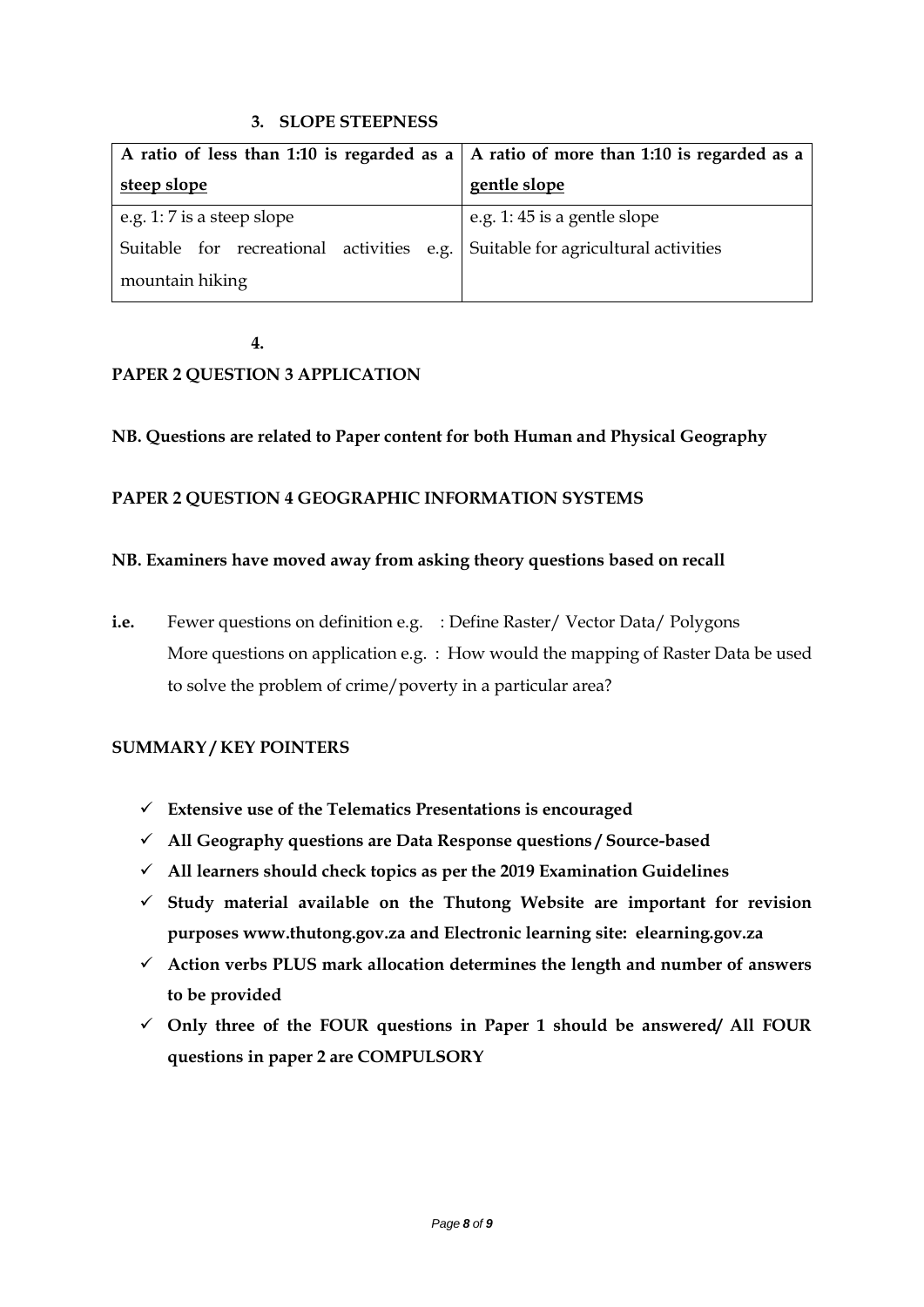### 3. SLOPE STEEPNESS

| A ratio of less than 1:10 is regarded as a <u>steep slope</u> | A ratio of more than 1:10 is regarded as a <u>gentle slope</u> |
|---|---|
| e.g. 1: 7 is a steep slope | e.g. 1: 45 is a gentle slope |
| Suitable for recreational activities e.g. mountain hiking | Suitable for agricultural activities |

**4.**

**PAPER 2 QUESTION 3 APPLICATION**

**NB. Questions are related to Paper content for both Human and Physical Geography**

**PAPER 2 QUESTION 4 GEOGRAPHIC INFORMATION SYSTEMS**

**NB. Examiners have moved away from asking theory questions based on recall**

**i.e.** Fewer questions on definition e.g. : Define Raster/ Vector Data/ Polygons
More questions on application e.g. : How would the mapping of Raster Data be used to solve the problem of crime/poverty in a particular area?

**SUMMARY / KEY POINTERS**

- ✓ **Extensive use of the Telematics Presentations is encouraged**
- ✓ **All Geography questions are Data Response questions / Source-based**
- ✓ **All learners should check topics as per the 2019 Examination Guidelines**
- ✓ **Study material available on the Thutong Website are important for revision purposes www.thutong.gov.za and Electronic learning site: elearning.gov.za**
- ✓ **Action verbs PLUS mark allocation determines the length and number of answers to be provided**
- ✓ **Only three of the FOUR questions in Paper 1 should be answered/ All FOUR questions in paper 2 are COMPULSORY**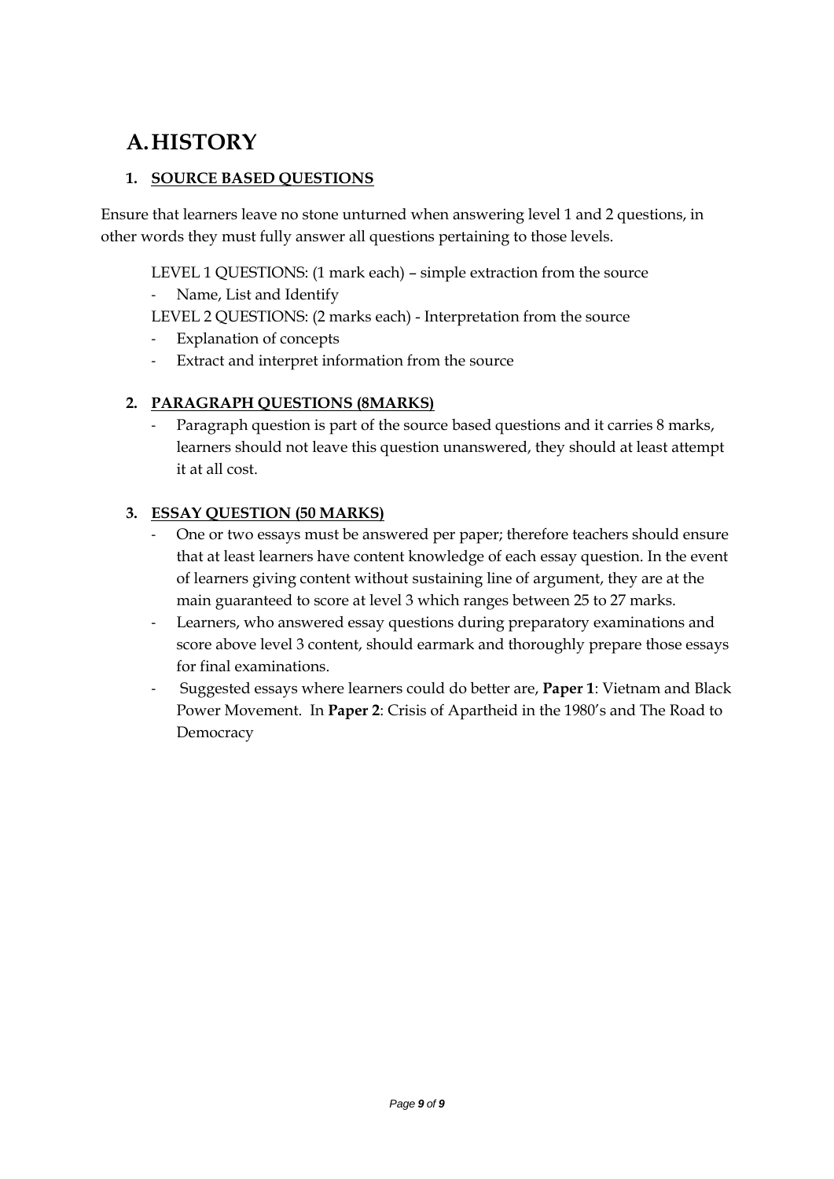# A. HISTORY

### 1. SOURCE BASED QUESTIONS

Ensure that learners leave no stone unturned when answering level 1 and 2 questions, in other words they must fully answer all questions pertaining to those levels.

LEVEL 1 QUESTIONS: (1 mark each) – simple extraction from the source

- Name, List and Identify

LEVEL 2 QUESTIONS: (2 marks each) - Interpretation from the source

- Explanation of concepts
- Extract and interpret information from the source

### 2. PARAGRAPH QUESTIONS (8MARKS)

- Paragraph question is part of the source based questions and it carries 8 marks, learners should not leave this question unanswered, they should at least attempt it at all cost.

### 3. ESSAY QUESTION (50 MARKS)

- One or two essays must be answered per paper; therefore teachers should ensure that at least learners have content knowledge of each essay question. In the event of learners giving content without sustaining line of argument, they are at the main guaranteed to score at level 3 which ranges between 25 to 27 marks.
- Learners, who answered essay questions during preparatory examinations and score above level 3 content, should earmark and thoroughly prepare those essays for final examinations.
- Suggested essays where learners could do better are, **Paper 1**: Vietnam and Black Power Movement. In **Paper 2**: Crisis of Apartheid in the 1980's and The Road to Democracy